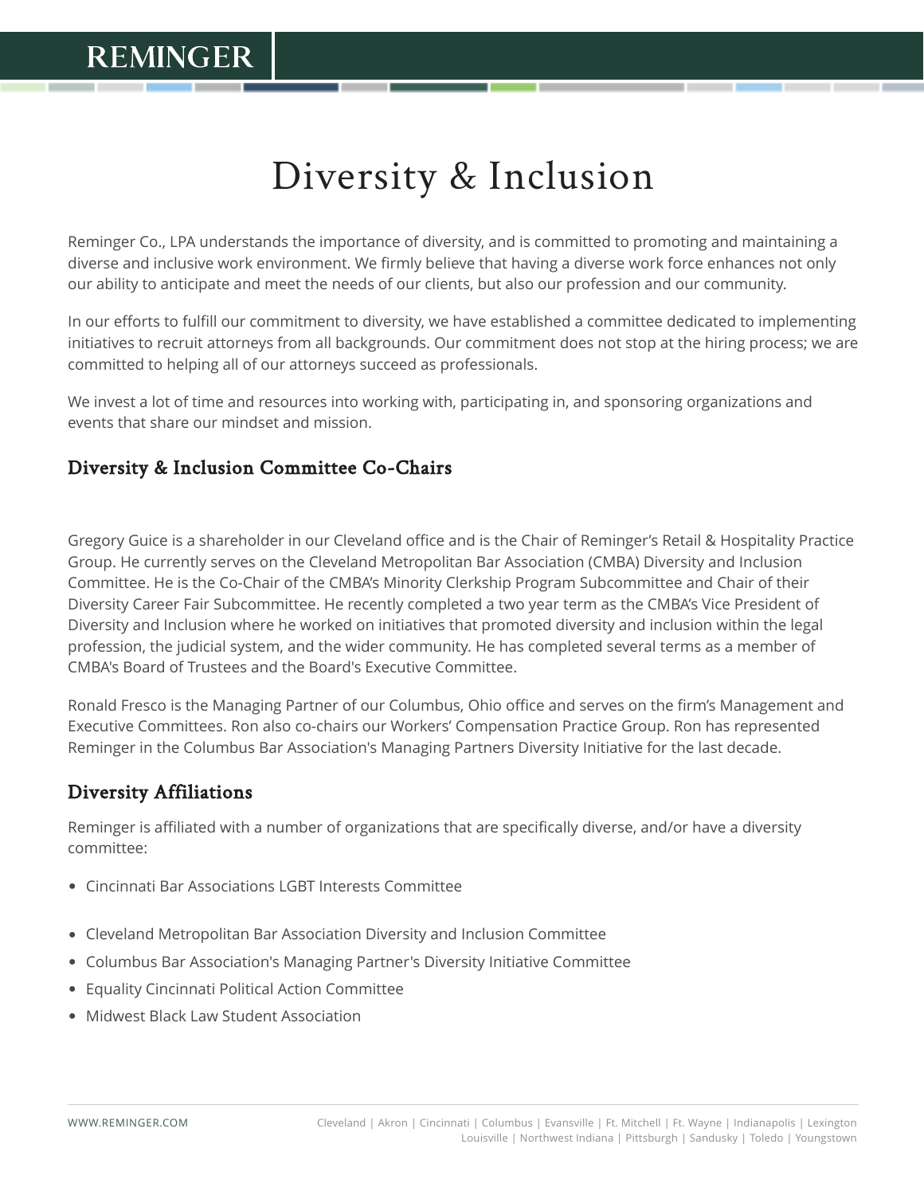# Diversity & Inclusion

Reminger Co., LPA understands the importance of diversity, and is committed to promoting and maintaining a diverse and inclusive work environment. We firmly believe that having a diverse work force enhances not only our ability to anticipate and meet the needs of our clients, but also our profession and our community.

In our efforts to fulfill our commitment to diversity, we have established a committee dedicated to implementing initiatives to recruit attorneys from all backgrounds. Our commitment does not stop at the hiring process; we are committed to helping all of our attorneys succeed as professionals.

We invest a lot of time and resources into working with, participating in, and sponsoring organizations and events that share our mindset and mission.

## Diversity & Inclusion Committee Co-Chairs

Gregory Guice is a shareholder in our Cleveland office and is the Chair of Reminger's Retail & Hospitality Practice Group. He currently serves on the Cleveland Metropolitan Bar Association (CMBA) Diversity and Inclusion Committee. He is the Co-Chair of the CMBA's Minority Clerkship Program Subcommittee and Chair of their Diversity Career Fair Subcommittee. He recently completed a two year term as the CMBA's Vice President of Diversity and Inclusion where he worked on initiatives that promoted diversity and inclusion within the legal profession, the judicial system, and the wider community. He has completed several terms as a member of CMBA's Board of Trustees and the Board's Executive Committee.

Ronald Fresco is the Managing Partner of our Columbus, Ohio office and serves on the firm's Management and Executive Committees. Ron also co-chairs our Workers' Compensation Practice Group. Ron has represented Reminger in the Columbus Bar Association's Managing Partners Diversity Initiative for the last decade.

## Diversity Affiliations

Reminger is affiliated with a number of organizations that are specifically diverse, and/or have a diversity committee:

- Cincinnati Bar Associations LGBT Interests Committee
- Cleveland Metropolitan Bar Association Diversity and Inclusion Committee
- Columbus Bar Association's Managing Partner's Diversity Initiative Committee
- Equality Cincinnati Political Action Committee
- Midwest Black Law Student Association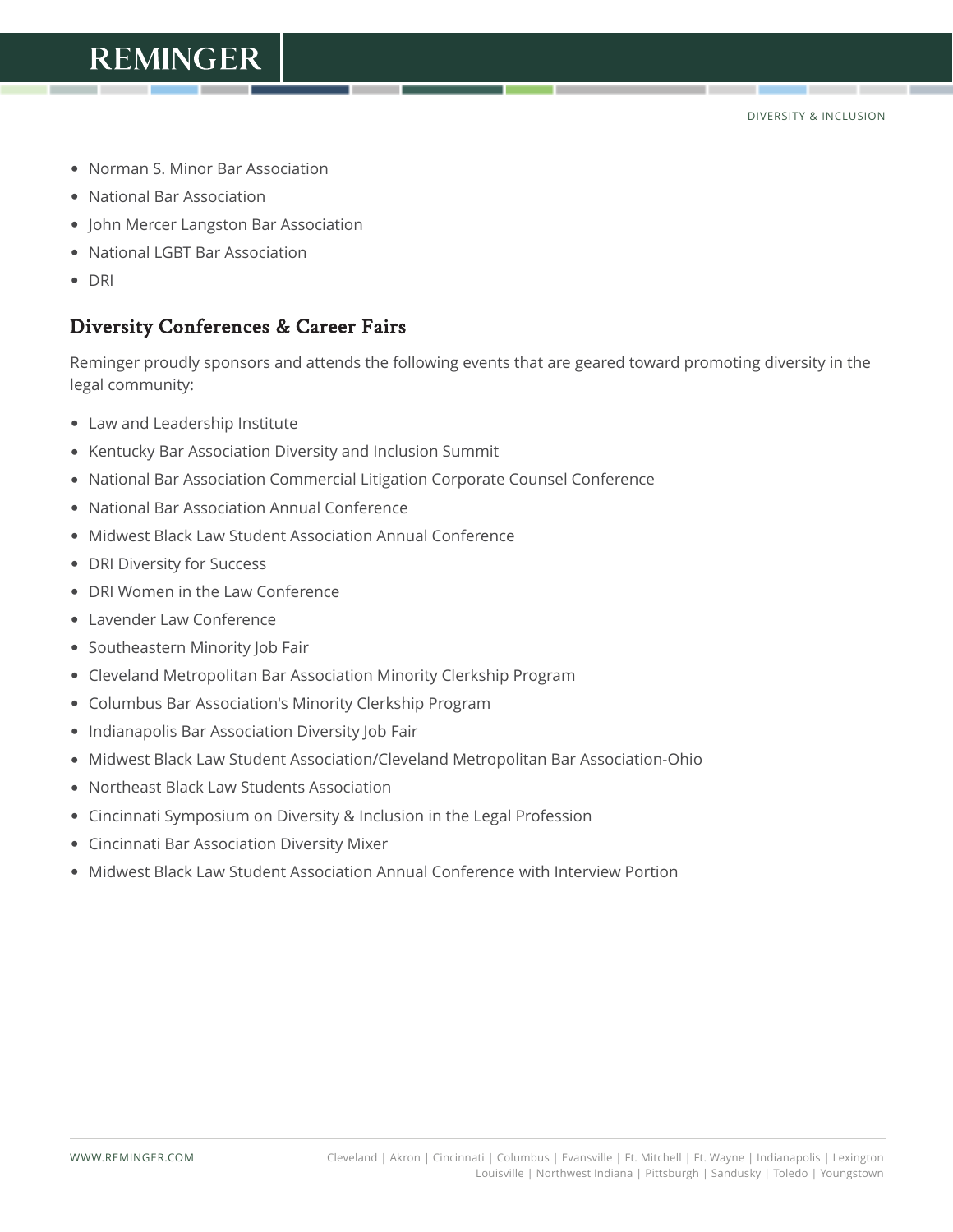- Norman S. Minor Bar Association
- National Bar Association
- John Mercer Langston Bar Association
- National LGBT Bar Association
- DRI

## Diversity Conferences & Career Fairs

Reminger proudly sponsors and attends the following events that are geared toward promoting diversity in the legal community:

- Law and Leadership Institute
- Kentucky Bar Association Diversity and Inclusion Summit
- National Bar Association Commercial Litigation Corporate Counsel Conference
- National Bar Association Annual Conference
- Midwest Black Law Student Association Annual Conference
- DRI Diversity for Success
- DRI Women in the Law Conference
- Lavender Law Conference
- Southeastern Minority Job Fair
- Cleveland Metropolitan Bar Association Minority Clerkship Program
- Columbus Bar Association's Minority Clerkship Program
- Indianapolis Bar Association Diversity Job Fair
- Midwest Black Law Student Association/Cleveland Metropolitan Bar Association-Ohio
- Northeast Black Law Students Association
- Cincinnati Symposium on Diversity & Inclusion in the Legal Profession
- Cincinnati Bar Association Diversity Mixer
- Midwest Black Law Student Association Annual Conference with Interview Portion